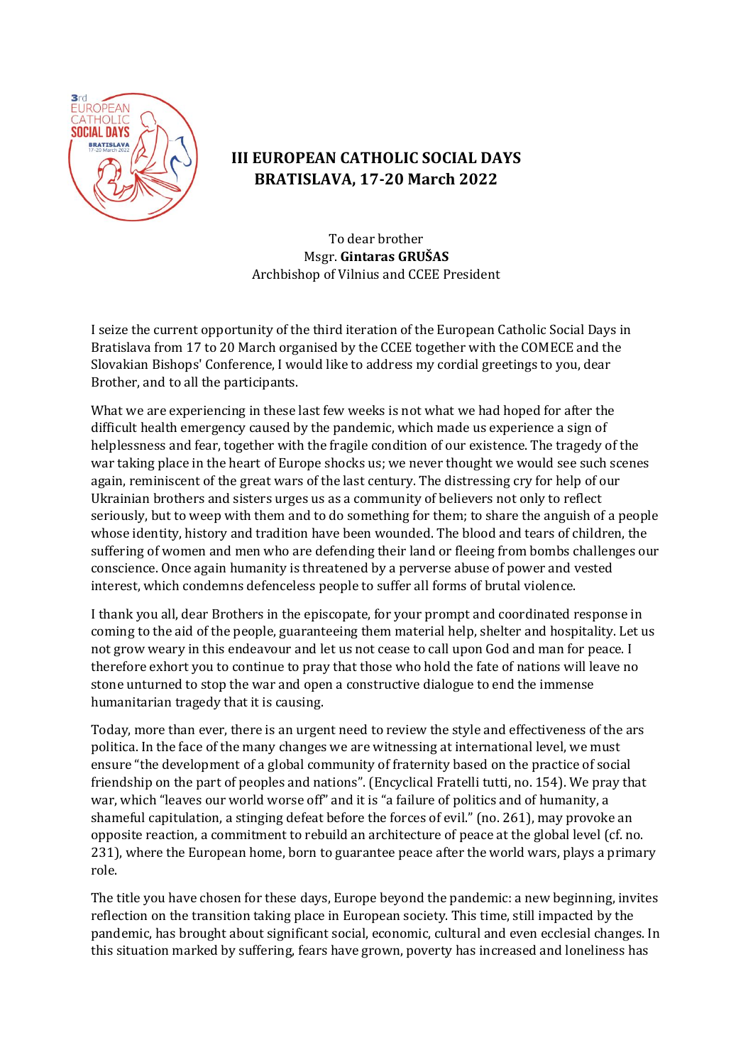# III EUROPEAN CATHOLIC SOCIAL DAYS
# BRATISLAVA, 17-20 March 2022

To dear brother
Msgr. **Gintaras GRUŠAS**
Archbishop of Vilnius and CCEE President

I seize the current opportunity of the third iteration of the European Catholic Social Days in Bratislava from 17 to 20 March organised by the CCEE together with the COMECE and the Slovakian Bishops' Conference, I would like to address my cordial greetings to you, dear Brother, and to all the participants.

What we are experiencing in these last few weeks is not what we had hoped for after the difficult health emergency caused by the pandemic, which made us experience a sign of helplessness and fear, together with the fragile condition of our existence. The tragedy of the war taking place in the heart of Europe shocks us; we never thought we would see such scenes again, reminiscent of the great wars of the last century. The distressing cry for help of our Ukrainian brothers and sisters urges us as a community of believers not only to reflect seriously, but to weep with them and to do something for them; to share the anguish of a people whose identity, history and tradition have been wounded. The blood and tears of children, the suffering of women and men who are defending their land or fleeing from bombs challenges our conscience. Once again humanity is threatened by a perverse abuse of power and vested interest, which condemns defenceless people to suffer all forms of brutal violence.

I thank you all, dear Brothers in the episcopate, for your prompt and coordinated response in coming to the aid of the people, guaranteeing them material help, shelter and hospitality. Let us not grow weary in this endeavour and let us not cease to call upon God and man for peace. I therefore exhort you to continue to pray that those who hold the fate of nations will leave no stone unturned to stop the war and open a constructive dialogue to end the immense humanitarian tragedy that it is causing.

Today, more than ever, there is an urgent need to review the style and effectiveness of the ars politica. In the face of the many changes we are witnessing at international level, we must ensure "the development of a global community of fraternity based on the practice of social friendship on the part of peoples and nations". (Encyclical Fratelli tutti, no. 154). We pray that war, which "leaves our world worse off" and it is "a failure of politics and of humanity, a shameful capitulation, a stinging defeat before the forces of evil." (no. 261), may provoke an opposite reaction, a commitment to rebuild an architecture of peace at the global level (cf. no. 231), where the European home, born to guarantee peace after the world wars, plays a primary role.

The title you have chosen for these days, Europe beyond the pandemic: a new beginning, invites reflection on the transition taking place in European society. This time, still impacted by the pandemic, has brought about significant social, economic, cultural and even ecclesial changes. In this situation marked by suffering, fears have grown, poverty has increased and loneliness has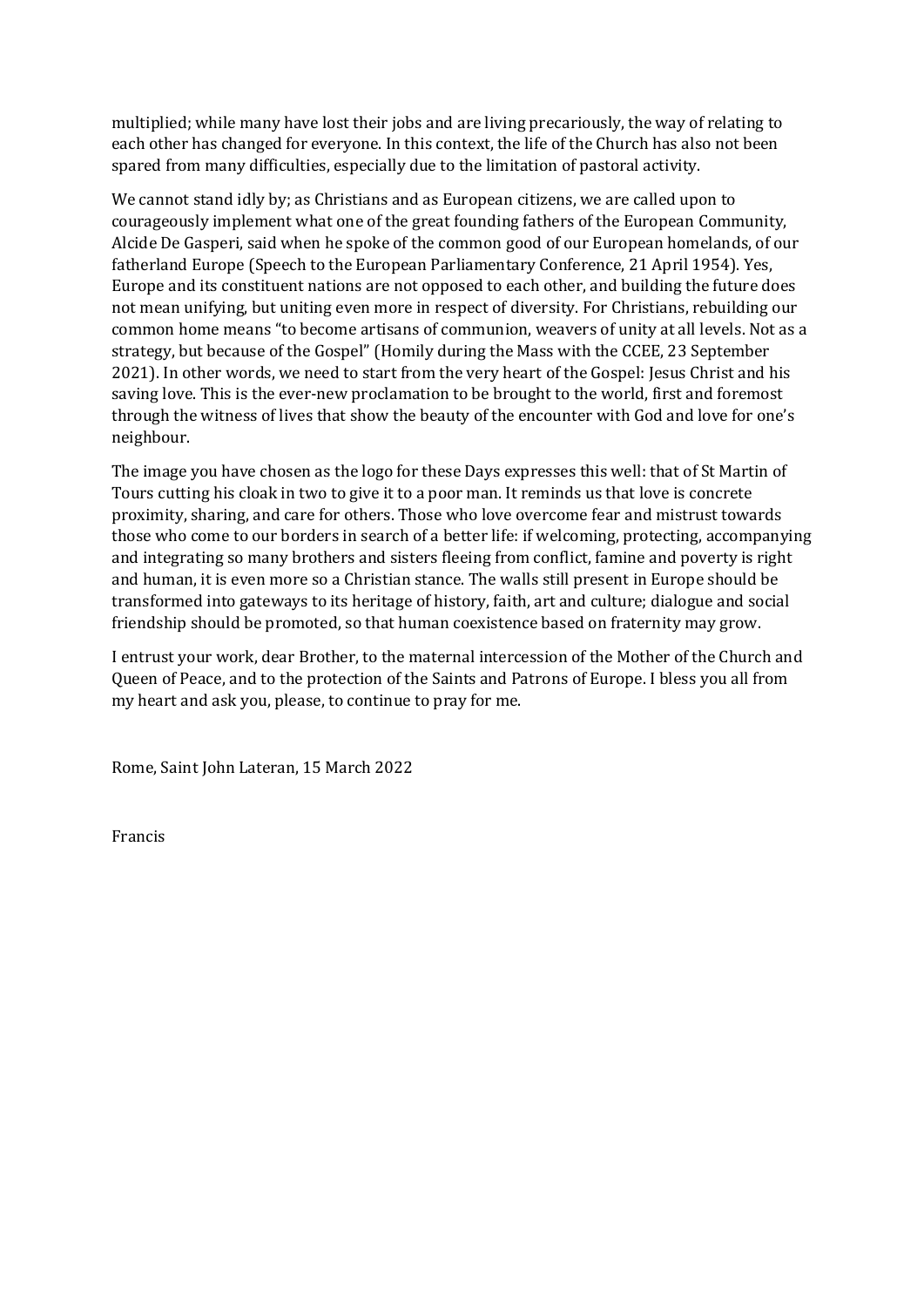multiplied; while many have lost their jobs and are living precariously, the way of relating to each other has changed for everyone. In this context, the life of the Church has also not been spared from many difficulties, especially due to the limitation of pastoral activity.

We cannot stand idly by; as Christians and as European citizens, we are called upon to courageously implement what one of the great founding fathers of the European Community, Alcide De Gasperi, said when he spoke of the common good of our European homelands, of our fatherland Europe (Speech to the European Parliamentary Conference, 21 April 1954). Yes, Europe and its constituent nations are not opposed to each other, and building the future does not mean unifying, but uniting even more in respect of diversity. For Christians, rebuilding our common home means "to become artisans of communion, weavers of unity at all levels. Not as a strategy, but because of the Gospel" (Homily during the Mass with the CCEE, 23 September 2021). In other words, we need to start from the very heart of the Gospel: Jesus Christ and his saving love. This is the ever-new proclamation to be brought to the world, first and foremost through the witness of lives that show the beauty of the encounter with God and love for one's neighbour.

The image you have chosen as the logo for these Days expresses this well: that of St Martin of Tours cutting his cloak in two to give it to a poor man. It reminds us that love is concrete proximity, sharing, and care for others. Those who love overcome fear and mistrust towards those who come to our borders in search of a better life: if welcoming, protecting, accompanying and integrating so many brothers and sisters fleeing from conflict, famine and poverty is right and human, it is even more so a Christian stance. The walls still present in Europe should be transformed into gateways to its heritage of history, faith, art and culture; dialogue and social friendship should be promoted, so that human coexistence based on fraternity may grow.

I entrust your work, dear Brother, to the maternal intercession of the Mother of the Church and Queen of Peace, and to the protection of the Saints and Patrons of Europe. I bless you all from my heart and ask you, please, to continue to pray for me.

Rome, Saint John Lateran, 15 March 2022

Francis